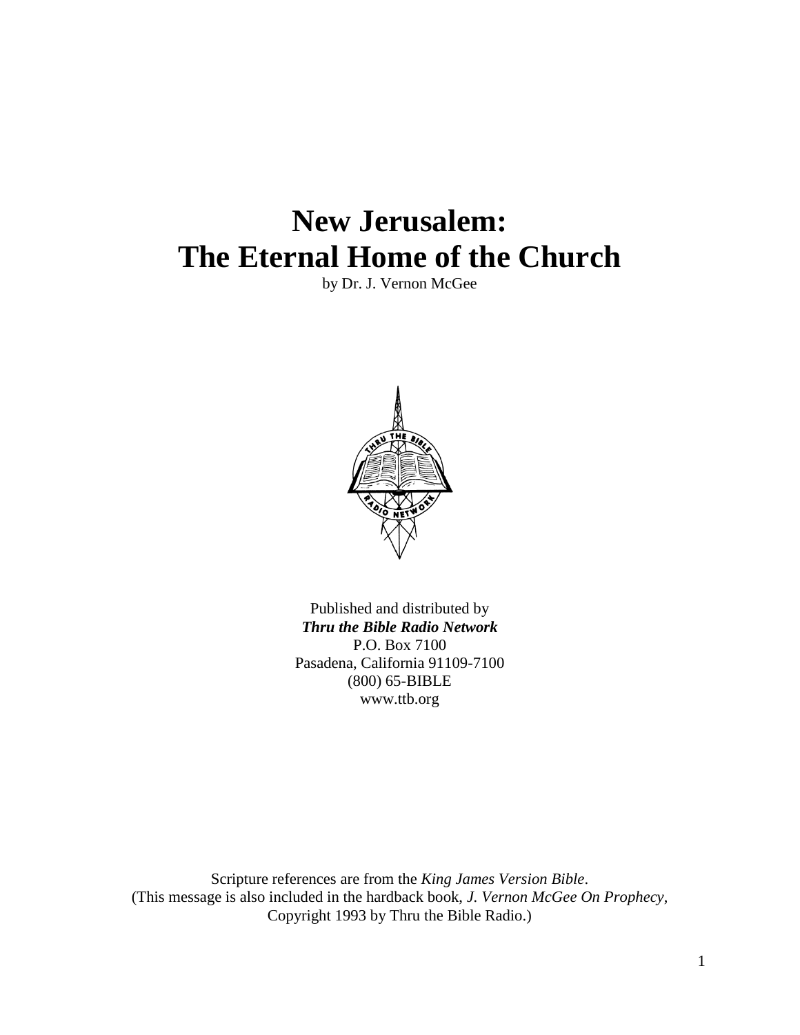# New Jerusalem: The Eternal Home of the Church

by Dr. J. Vernon McGee

Published and distributed by
***Thru the Bible Radio Network***
P.O. Box 7100
Pasadena, California 91109-7100
(800) 65-BIBLE
www.ttb.org

Scripture references are from the *King James Version Bible*.
(This message is also included in the hardback book, *J. Vernon McGee On Prophecy*, Copyright 1993 by Thru the Bible Radio.)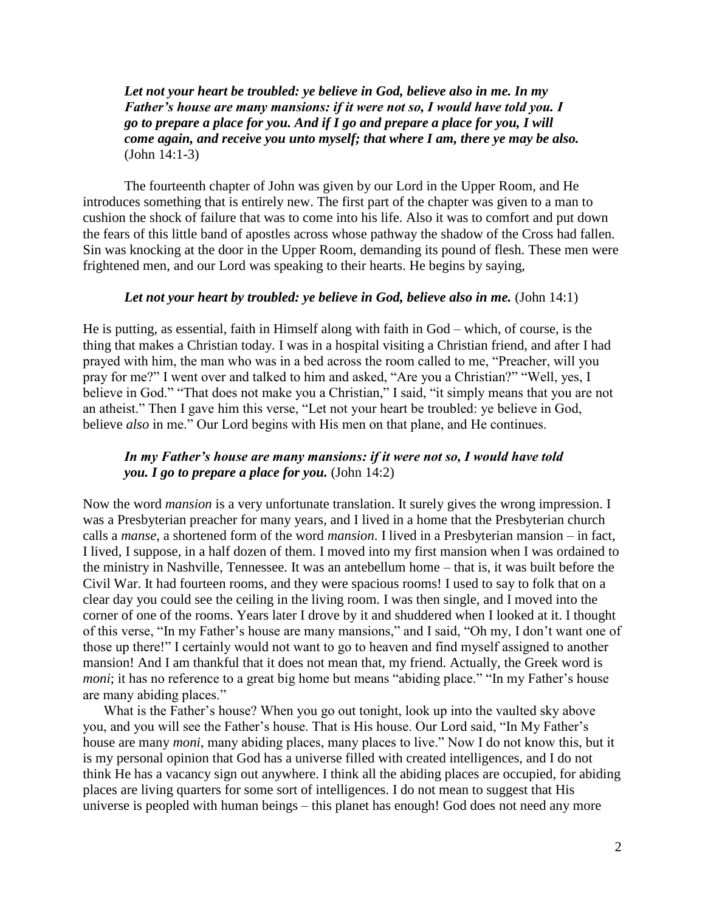***Let not your heart be troubled: ye believe in God, believe also in me. In my Father's house are many mansions: if it were not so, I would have told you. I go to prepare a place for you. And if I go and prepare a place for you, I will come again, and receive you unto myself; that where I am, there ye may be also.*** (John 14:1-3)

The fourteenth chapter of John was given by our Lord in the Upper Room, and He introduces something that is entirely new. The first part of the chapter was given to a man to cushion the shock of failure that was to come into his life. Also it was to comfort and put down the fears of this little band of apostles across whose pathway the shadow of the Cross had fallen. Sin was knocking at the door in the Upper Room, demanding its pound of flesh. These men were frightened men, and our Lord was speaking to their hearts. He begins by saying,

***Let not your heart by troubled: ye believe in God, believe also in me.*** (John 14:1)

He is putting, as essential, faith in Himself along with faith in God – which, of course, is the thing that makes a Christian today. I was in a hospital visiting a Christian friend, and after I had prayed with him, the man who was in a bed across the room called to me, "Preacher, will you pray for me?" I went over and talked to him and asked, "Are you a Christian?" "Well, yes, I believe in God." "That does not make you a Christian," I said, "it simply means that you are not an atheist." Then I gave him this verse, "Let not your heart be troubled: ye believe in God, believe *also* in me." Our Lord begins with His men on that plane, and He continues.

***In my Father's house are many mansions: if it were not so, I would have told you. I go to prepare a place for you.*** (John 14:2)

Now the word *mansion* is a very unfortunate translation. It surely gives the wrong impression. I was a Presbyterian preacher for many years, and I lived in a home that the Presbyterian church calls a *manse*, a shortened form of the word *mansion*. I lived in a Presbyterian mansion – in fact, I lived, I suppose, in a half dozen of them. I moved into my first mansion when I was ordained to the ministry in Nashville, Tennessee. It was an antebellum home – that is, it was built before the Civil War. It had fourteen rooms, and they were spacious rooms! I used to say to folk that on a clear day you could see the ceiling in the living room. I was then single, and I moved into the corner of one of the rooms. Years later I drove by it and shuddered when I looked at it. I thought of this verse, "In my Father's house are many mansions," and I said, "Oh my, I don't want one of those up there!" I certainly would not want to go to heaven and find myself assigned to another mansion! And I am thankful that it does not mean that, my friend. Actually, the Greek word is *moni*; it has no reference to a great big home but means "abiding place." "In my Father's house are many abiding places."

What is the Father's house? When you go out tonight, look up into the vaulted sky above you, and you will see the Father's house. That is His house. Our Lord said, "In My Father's house are many *moni*, many abiding places, many places to live." Now I do not know this, but it is my personal opinion that God has a universe filled with created intelligences, and I do not think He has a vacancy sign out anywhere. I think all the abiding places are occupied, for abiding places are living quarters for some sort of intelligences. I do not mean to suggest that His universe is peopled with human beings – this planet has enough! God does not need any more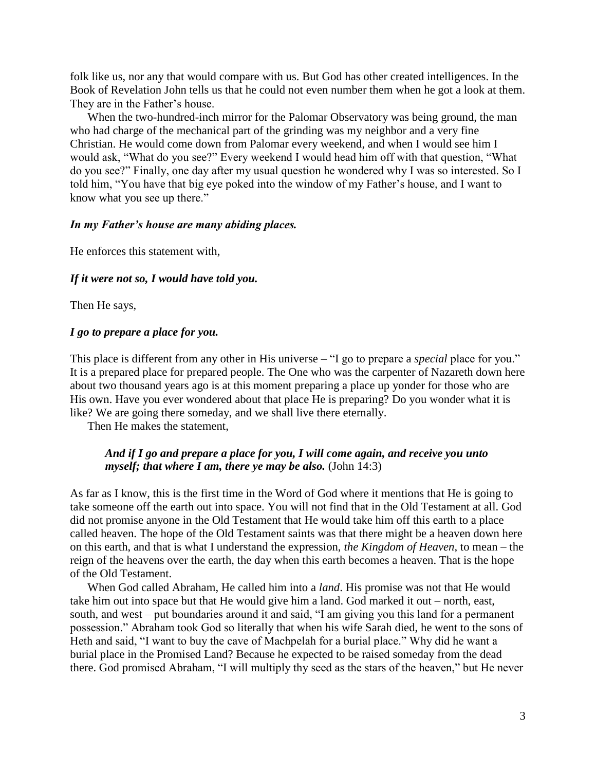folk like us, nor any that would compare with us. But God has other created intelligences. In the Book of Revelation John tells us that he could not even number them when he got a look at them. They are in the Father's house.

When the two-hundred-inch mirror for the Palomar Observatory was being ground, the man who had charge of the mechanical part of the grinding was my neighbor and a very fine Christian. He would come down from Palomar every weekend, and when I would see him I would ask, "What do you see?" Every weekend I would head him off with that question, "What do you see?" Finally, one day after my usual question he wondered why I was so interested. So I told him, "You have that big eye poked into the window of my Father's house, and I want to know what you see up there."

***In my Father's house are many abiding places.***

He enforces this statement with,

***If it were not so, I would have told you.***

Then He says,

***I go to prepare a place for you.***

This place is different from any other in His universe – "I go to prepare a *special* place for you." It is a prepared place for prepared people. The One who was the carpenter of Nazareth down here about two thousand years ago is at this moment preparing a place up yonder for those who are His own. Have you ever wondered about that place He is preparing? Do you wonder what it is like? We are going there someday, and we shall live there eternally.

Then He makes the statement,

> ***And if I go and prepare a place for you, I will come again, and receive you unto myself; that where I am, there ye may be also.*** (John 14:3)

As far as I know, this is the first time in the Word of God where it mentions that He is going to take someone off the earth out into space. You will not find that in the Old Testament at all. God did not promise anyone in the Old Testament that He would take him off this earth to a place called heaven. The hope of the Old Testament saints was that there might be a heaven down here on this earth, and that is what I understand the expression, *the Kingdom of Heaven*, to mean – the reign of the heavens over the earth, the day when this earth becomes a heaven. That is the hope of the Old Testament.

When God called Abraham, He called him into a *land*. His promise was not that He would take him out into space but that He would give him a land. God marked it out – north, east, south, and west – put boundaries around it and said, "I am giving you this land for a permanent possession." Abraham took God so literally that when his wife Sarah died, he went to the sons of Heth and said, "I want to buy the cave of Machpelah for a burial place." Why did he want a burial place in the Promised Land? Because he expected to be raised someday from the dead there. God promised Abraham, "I will multiply thy seed as the stars of the heaven," but He never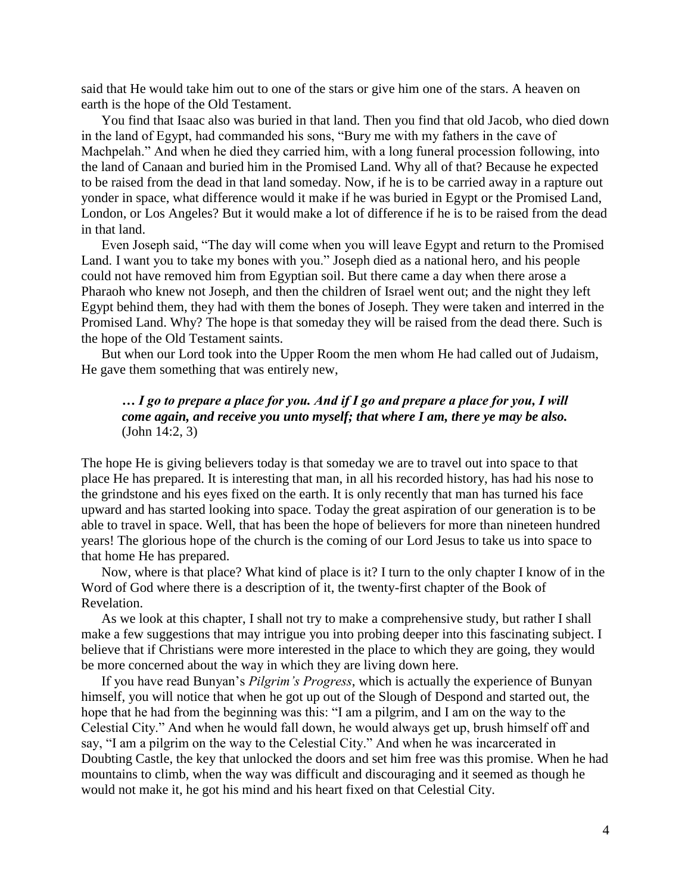said that He would take him out to one of the stars or give him one of the stars. A heaven on earth is the hope of the Old Testament.

You find that Isaac also was buried in that land. Then you find that old Jacob, who died down in the land of Egypt, had commanded his sons, "Bury me with my fathers in the cave of Machpelah." And when he died they carried him, with a long funeral procession following, into the land of Canaan and buried him in the Promised Land. Why all of that? Because he expected to be raised from the dead in that land someday. Now, if he is to be carried away in a rapture out yonder in space, what difference would it make if he was buried in Egypt or the Promised Land, London, or Los Angeles? But it would make a lot of difference if he is to be raised from the dead in that land.

Even Joseph said, "The day will come when you will leave Egypt and return to the Promised Land. I want you to take my bones with you." Joseph died as a national hero, and his people could not have removed him from Egyptian soil. But there came a day when there arose a Pharaoh who knew not Joseph, and then the children of Israel went out; and the night they left Egypt behind them, they had with them the bones of Joseph. They were taken and interred in the Promised Land. Why? The hope is that someday they will be raised from the dead there. Such is the hope of the Old Testament saints.

But when our Lord took into the Upper Room the men whom He had called out of Judaism, He gave them something that was entirely new,

> ***… I go to prepare a place for you. And if I go and prepare a place for you, I will come again, and receive you unto myself; that where I am, there ye may be also.*** (John 14:2, 3)

The hope He is giving believers today is that someday we are to travel out into space to that place He has prepared. It is interesting that man, in all his recorded history, has had his nose to the grindstone and his eyes fixed on the earth. It is only recently that man has turned his face upward and has started looking into space. Today the great aspiration of our generation is to be able to travel in space. Well, that has been the hope of believers for more than nineteen hundred years! The glorious hope of the church is the coming of our Lord Jesus to take us into space to that home He has prepared.

Now, where is that place? What kind of place is it? I turn to the only chapter I know of in the Word of God where there is a description of it, the twenty-first chapter of the Book of Revelation.

As we look at this chapter, I shall not try to make a comprehensive study, but rather I shall make a few suggestions that may intrigue you into probing deeper into this fascinating subject. I believe that if Christians were more interested in the place to which they are going, they would be more concerned about the way in which they are living down here.

If you have read Bunyan's *Pilgrim's Progress*, which is actually the experience of Bunyan himself, you will notice that when he got up out of the Slough of Despond and started out, the hope that he had from the beginning was this: "I am a pilgrim, and I am on the way to the Celestial City." And when he would fall down, he would always get up, brush himself off and say, "I am a pilgrim on the way to the Celestial City." And when he was incarcerated in Doubting Castle, the key that unlocked the doors and set him free was this promise. When he had mountains to climb, when the way was difficult and discouraging and it seemed as though he would not make it, he got his mind and his heart fixed on that Celestial City.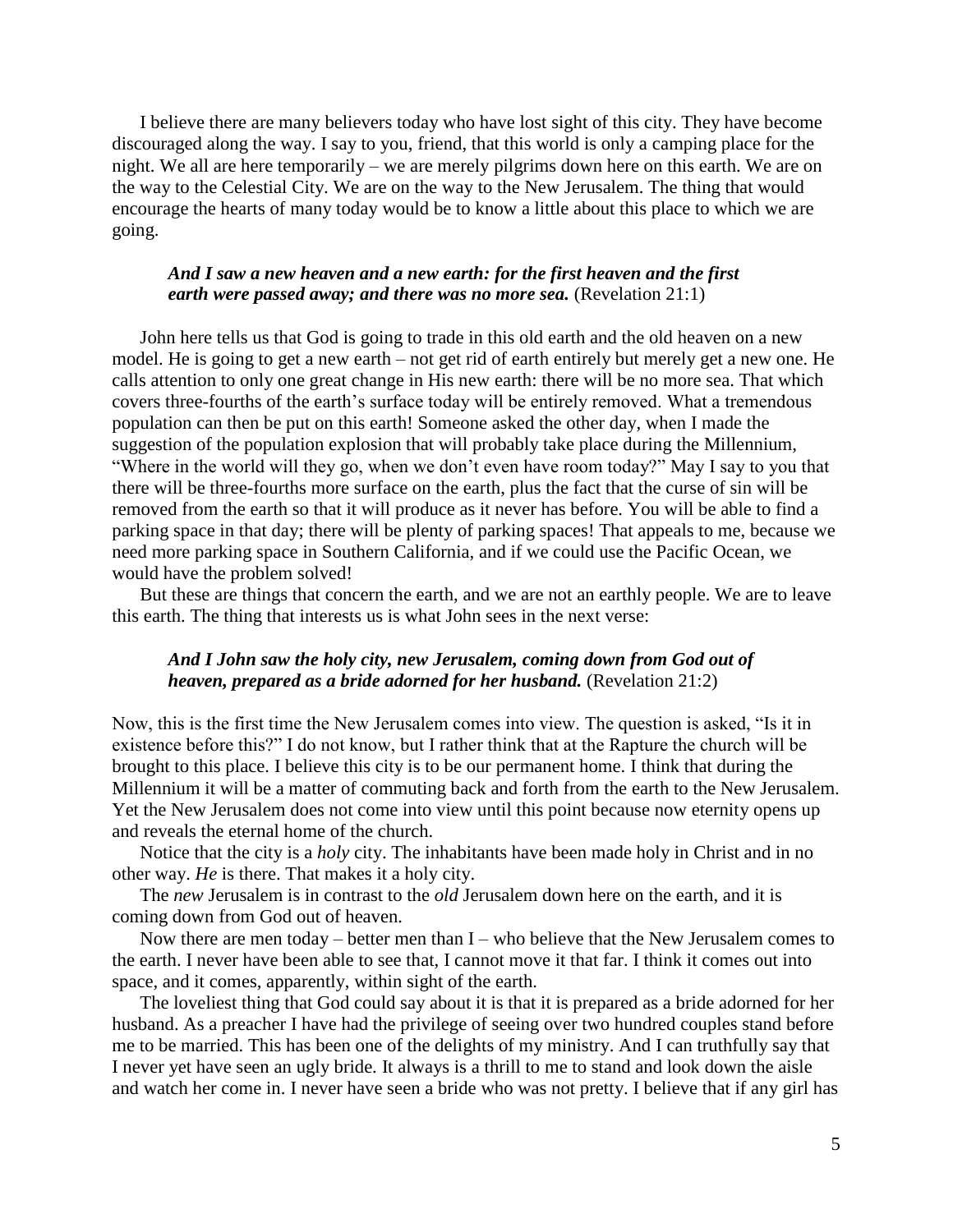I believe there are many believers today who have lost sight of this city. They have become discouraged along the way. I say to you, friend, that this world is only a camping place for the night. We all are here temporarily – we are merely pilgrims down here on this earth. We are on the way to the Celestial City. We are on the way to the New Jerusalem. The thing that would encourage the hearts of many today would be to know a little about this place to which we are going.

> ***And I saw a new heaven and a new earth: for the first heaven and the first earth were passed away; and there was no more sea.*** (Revelation 21:1)

John here tells us that God is going to trade in this old earth and the old heaven on a new model. He is going to get a new earth – not get rid of earth entirely but merely get a new one. He calls attention to only one great change in His new earth: there will be no more sea. That which covers three-fourths of the earth's surface today will be entirely removed. What a tremendous population can then be put on this earth! Someone asked the other day, when I made the suggestion of the population explosion that will probably take place during the Millennium, "Where in the world will they go, when we don't even have room today?" May I say to you that there will be three-fourths more surface on the earth, plus the fact that the curse of sin will be removed from the earth so that it will produce as it never has before. You will be able to find a parking space in that day; there will be plenty of parking spaces! That appeals to me, because we need more parking space in Southern California, and if we could use the Pacific Ocean, we would have the problem solved!

But these are things that concern the earth, and we are not an earthly people. We are to leave this earth. The thing that interests us is what John sees in the next verse:

> ***And I John saw the holy city, new Jerusalem, coming down from God out of heaven, prepared as a bride adorned for her husband.*** (Revelation 21:2)

Now, this is the first time the New Jerusalem comes into view. The question is asked, "Is it in existence before this?" I do not know, but I rather think that at the Rapture the church will be brought to this place. I believe this city is to be our permanent home. I think that during the Millennium it will be a matter of commuting back and forth from the earth to the New Jerusalem. Yet the New Jerusalem does not come into view until this point because now eternity opens up and reveals the eternal home of the church.

Notice that the city is a *holy* city. The inhabitants have been made holy in Christ and in no other way. *He* is there. That makes it a holy city.

The *new* Jerusalem is in contrast to the *old* Jerusalem down here on the earth, and it is coming down from God out of heaven.

Now there are men today – better men than I – who believe that the New Jerusalem comes to the earth. I never have been able to see that, I cannot move it that far. I think it comes out into space, and it comes, apparently, within sight of the earth.

The loveliest thing that God could say about it is that it is prepared as a bride adorned for her husband. As a preacher I have had the privilege of seeing over two hundred couples stand before me to be married. This has been one of the delights of my ministry. And I can truthfully say that I never yet have seen an ugly bride. It always is a thrill to me to stand and look down the aisle and watch her come in. I never have seen a bride who was not pretty. I believe that if any girl has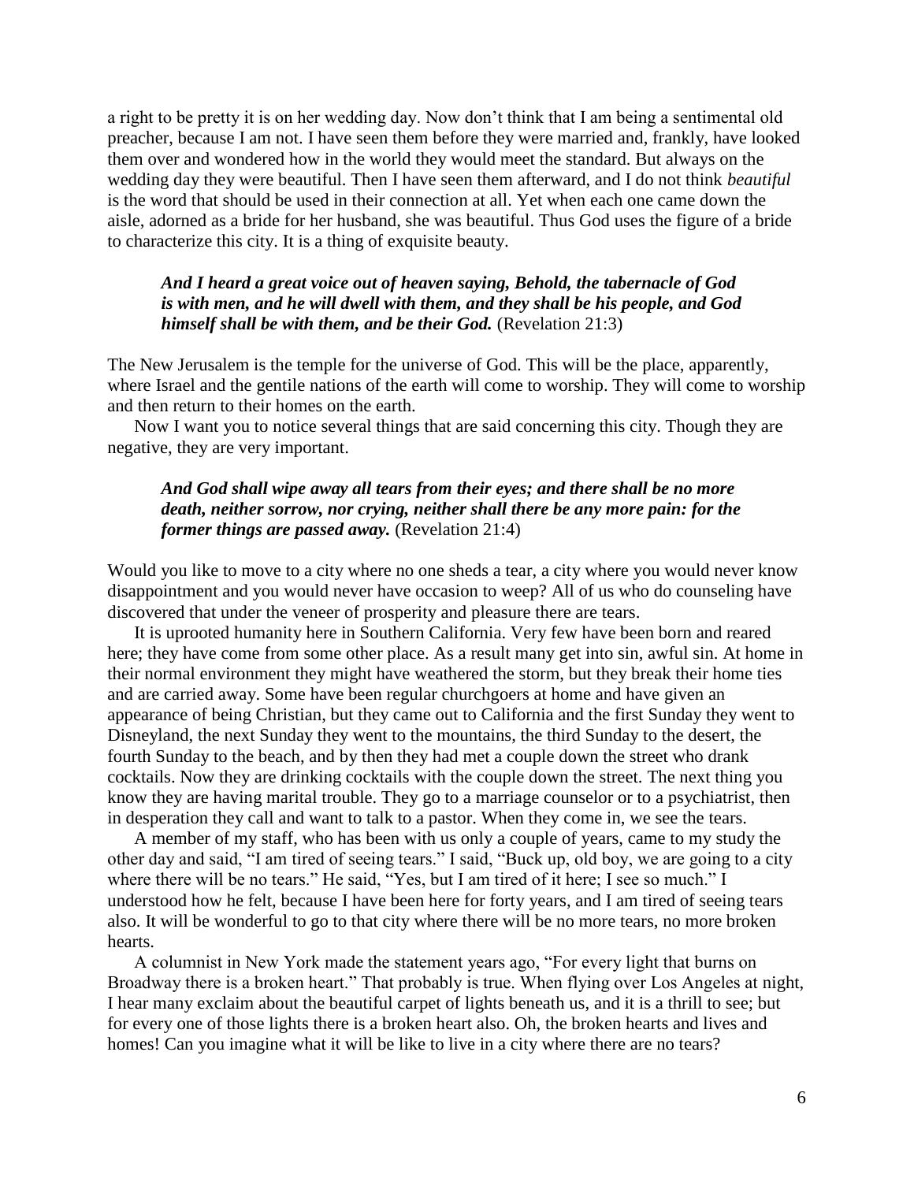a right to be pretty it is on her wedding day. Now don't think that I am being a sentimental old preacher, because I am not. I have seen them before they were married and, frankly, have looked them over and wondered how in the world they would meet the standard. But always on the wedding day they were beautiful. Then I have seen them afterward, and I do not think *beautiful* is the word that should be used in their connection at all. Yet when each one came down the aisle, adorned as a bride for her husband, she was beautiful. Thus God uses the figure of a bride to characterize this city. It is a thing of exquisite beauty.

> ***And I heard a great voice out of heaven saying, Behold, the tabernacle of God is with men, and he will dwell with them, and they shall be his people, and God himself shall be with them, and be their God.*** (Revelation 21:3)

The New Jerusalem is the temple for the universe of God. This will be the place, apparently, where Israel and the gentile nations of the earth will come to worship. They will come to worship and then return to their homes on the earth.

Now I want you to notice several things that are said concerning this city. Though they are negative, they are very important.

> ***And God shall wipe away all tears from their eyes; and there shall be no more death, neither sorrow, nor crying, neither shall there be any more pain: for the former things are passed away.*** (Revelation 21:4)

Would you like to move to a city where no one sheds a tear, a city where you would never know disappointment and you would never have occasion to weep? All of us who do counseling have discovered that under the veneer of prosperity and pleasure there are tears.

It is uprooted humanity here in Southern California. Very few have been born and reared here; they have come from some other place. As a result many get into sin, awful sin. At home in their normal environment they might have weathered the storm, but they break their home ties and are carried away. Some have been regular churchgoers at home and have given an appearance of being Christian, but they came out to California and the first Sunday they went to Disneyland, the next Sunday they went to the mountains, the third Sunday to the desert, the fourth Sunday to the beach, and by then they had met a couple down the street who drank cocktails. Now they are drinking cocktails with the couple down the street. The next thing you know they are having marital trouble. They go to a marriage counselor or to a psychiatrist, then in desperation they call and want to talk to a pastor. When they come in, we see the tears.

A member of my staff, who has been with us only a couple of years, came to my study the other day and said, "I am tired of seeing tears." I said, "Buck up, old boy, we are going to a city where there will be no tears." He said, "Yes, but I am tired of it here; I see so much." I understood how he felt, because I have been here for forty years, and I am tired of seeing tears also. It will be wonderful to go to that city where there will be no more tears, no more broken hearts.

A columnist in New York made the statement years ago, "For every light that burns on Broadway there is a broken heart." That probably is true. When flying over Los Angeles at night, I hear many exclaim about the beautiful carpet of lights beneath us, and it is a thrill to see; but for every one of those lights there is a broken heart also. Oh, the broken hearts and lives and homes! Can you imagine what it will be like to live in a city where there are no tears?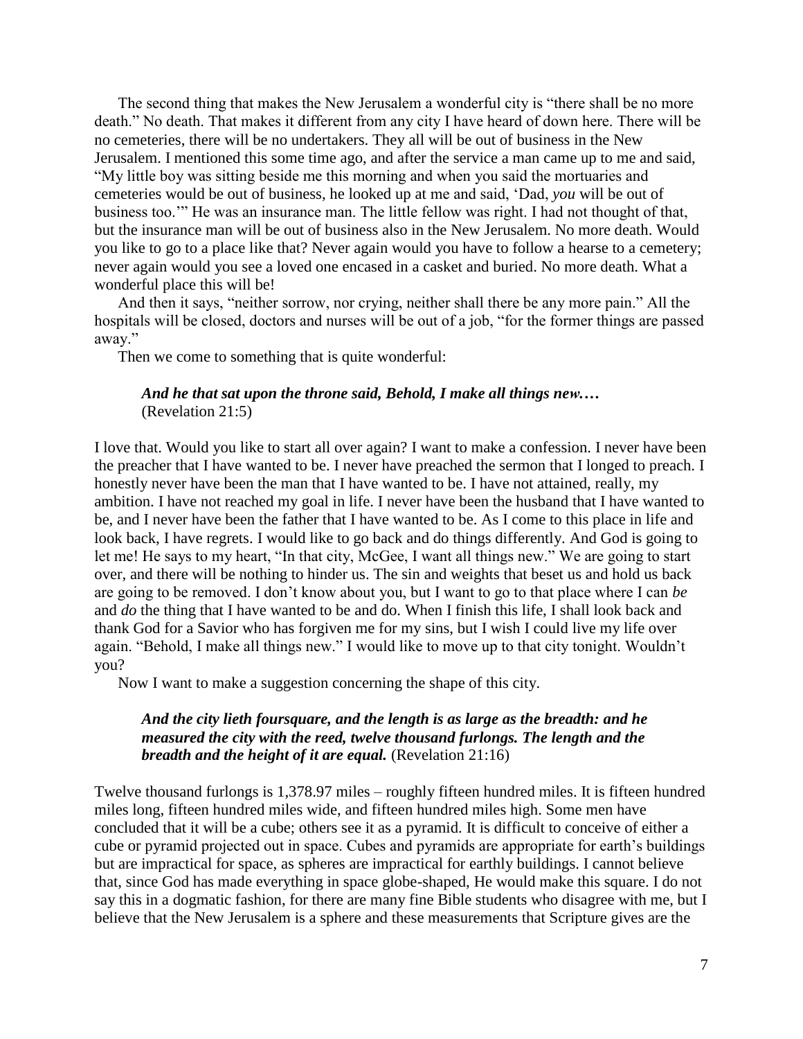The second thing that makes the New Jerusalem a wonderful city is "there shall be no more death." No death. That makes it different from any city I have heard of down here. There will be no cemeteries, there will be no undertakers. They all will be out of business in the New Jerusalem. I mentioned this some time ago, and after the service a man came up to me and said, "My little boy was sitting beside me this morning and when you said the mortuaries and cemeteries would be out of business, he looked up at me and said, 'Dad, *you* will be out of business too.'" He was an insurance man. The little fellow was right. I had not thought of that, but the insurance man will be out of business also in the New Jerusalem. No more death. Would you like to go to a place like that? Never again would you have to follow a hearse to a cemetery; never again would you see a loved one encased in a casket and buried. No more death. What a wonderful place this will be!

And then it says, "neither sorrow, nor crying, neither shall there be any more pain." All the hospitals will be closed, doctors and nurses will be out of a job, "for the former things are passed away."

Then we come to something that is quite wonderful:

> ***And he that sat upon the throne said, Behold, I make all things new.…***
> (Revelation 21:5)

I love that. Would you like to start all over again? I want to make a confession. I never have been the preacher that I have wanted to be. I never have preached the sermon that I longed to preach. I honestly never have been the man that I have wanted to be. I have not attained, really, my ambition. I have not reached my goal in life. I never have been the husband that I have wanted to be, and I never have been the father that I have wanted to be. As I come to this place in life and look back, I have regrets. I would like to go back and do things differently. And God is going to let me! He says to my heart, "In that city, McGee, I want all things new." We are going to start over, and there will be nothing to hinder us. The sin and weights that beset us and hold us back are going to be removed. I don't know about you, but I want to go to that place where I can *be* and *do* the thing that I have wanted to be and do. When I finish this life, I shall look back and thank God for a Savior who has forgiven me for my sins, but I wish I could live my life over again. "Behold, I make all things new." I would like to move up to that city tonight. Wouldn't you?

Now I want to make a suggestion concerning the shape of this city.

> ***And the city lieth foursquare, and the length is as large as the breadth: and he measured the city with the reed, twelve thousand furlongs. The length and the breadth and the height of it are equal.*** (Revelation 21:16)

Twelve thousand furlongs is 1,378.97 miles – roughly fifteen hundred miles. It is fifteen hundred miles long, fifteen hundred miles wide, and fifteen hundred miles high. Some men have concluded that it will be a cube; others see it as a pyramid. It is difficult to conceive of either a cube or pyramid projected out in space. Cubes and pyramids are appropriate for earth's buildings but are impractical for space, as spheres are impractical for earthly buildings. I cannot believe that, since God has made everything in space globe-shaped, He would make this square. I do not say this in a dogmatic fashion, for there are many fine Bible students who disagree with me, but I believe that the New Jerusalem is a sphere and these measurements that Scripture gives are the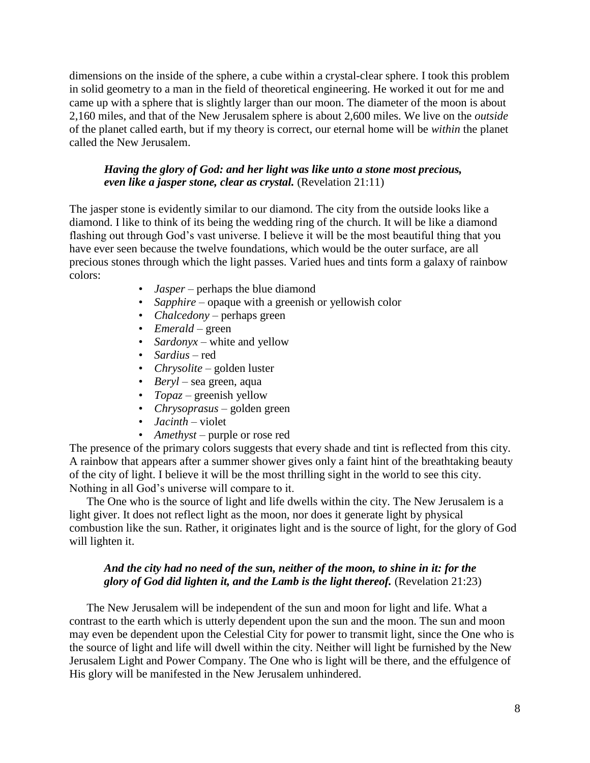dimensions on the inside of the sphere, a cube within a crystal-clear sphere. I took this problem in solid geometry to a man in the field of theoretical engineering. He worked it out for me and came up with a sphere that is slightly larger than our moon. The diameter of the moon is about 2,160 miles, and that of the New Jerusalem sphere is about 2,600 miles. We live on the *outside* of the planet called earth, but if my theory is correct, our eternal home will be *within* the planet called the New Jerusalem.

> ***Having the glory of God: and her light was like unto a stone most precious, even like a jasper stone, clear as crystal.*** (Revelation 21:11)

The jasper stone is evidently similar to our diamond. The city from the outside looks like a diamond. I like to think of its being the wedding ring of the church. It will be like a diamond flashing out through God's vast universe. I believe it will be the most beautiful thing that you have ever seen because the twelve foundations, which would be the outer surface, are all precious stones through which the light passes. Varied hues and tints form a galaxy of rainbow colors:

- *Jasper* – perhaps the blue diamond
- *Sapphire* – opaque with a greenish or yellowish color
- *Chalcedony* – perhaps green
- *Emerald* – green
- *Sardonyx* – white and yellow
- *Sardius* – red
- *Chrysolite* – golden luster
- *Beryl* – sea green, aqua
- *Topaz* – greenish yellow
- *Chrysoprasus* – golden green
- *Jacinth* – violet
- *Amethyst* – purple or rose red

The presence of the primary colors suggests that every shade and tint is reflected from this city. A rainbow that appears after a summer shower gives only a faint hint of the breathtaking beauty of the city of light. I believe it will be the most thrilling sight in the world to see this city. Nothing in all God's universe will compare to it.

The One who is the source of light and life dwells within the city. The New Jerusalem is a light giver. It does not reflect light as the moon, nor does it generate light by physical combustion like the sun. Rather, it originates light and is the source of light, for the glory of God will lighten it.

> ***And the city had no need of the sun, neither of the moon, to shine in it: for the glory of God did lighten it, and the Lamb is the light thereof.*** (Revelation 21:23)

The New Jerusalem will be independent of the sun and moon for light and life. What a contrast to the earth which is utterly dependent upon the sun and the moon. The sun and moon may even be dependent upon the Celestial City for power to transmit light, since the One who is the source of light and life will dwell within the city. Neither will light be furnished by the New Jerusalem Light and Power Company. The One who is light will be there, and the effulgence of His glory will be manifested in the New Jerusalem unhindered.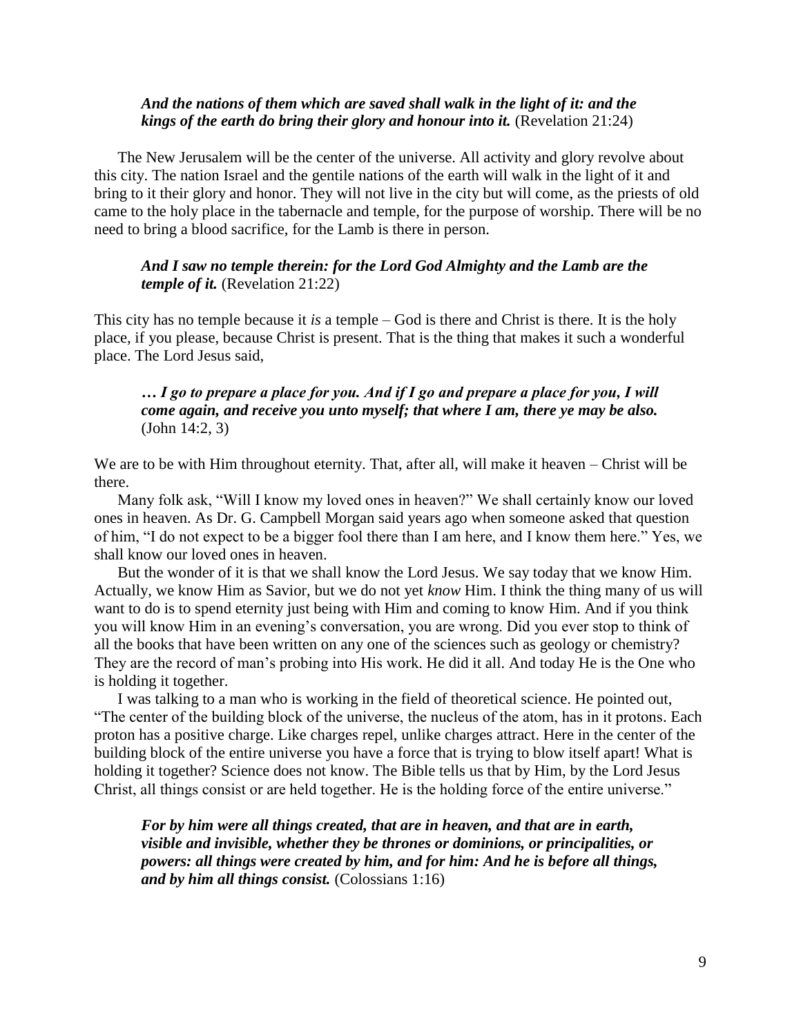> ***And the nations of them which are saved shall walk in the light of it: and the kings of the earth do bring their glory and honour into it.*** (Revelation 21:24)

The New Jerusalem will be the center of the universe. All activity and glory revolve about this city. The nation Israel and the gentile nations of the earth will walk in the light of it and bring to it their glory and honor. They will not live in the city but will come, as the priests of old came to the holy place in the tabernacle and temple, for the purpose of worship. There will be no need to bring a blood sacrifice, for the Lamb is there in person.

> ***And I saw no temple therein: for the Lord God Almighty and the Lamb are the temple of it.*** (Revelation 21:22)

This city has no temple because it *is* a temple – God is there and Christ is there. It is the holy place, if you please, because Christ is present. That is the thing that makes it such a wonderful place. The Lord Jesus said,

> ***… I go to prepare a place for you. And if I go and prepare a place for you, I will come again, and receive you unto myself; that where I am, there ye may be also.*** (John 14:2, 3)

We are to be with Him throughout eternity. That, after all, will make it heaven – Christ will be there.

Many folk ask, "Will I know my loved ones in heaven?" We shall certainly know our loved ones in heaven. As Dr. G. Campbell Morgan said years ago when someone asked that question of him, "I do not expect to be a bigger fool there than I am here, and I know them here." Yes, we shall know our loved ones in heaven.

But the wonder of it is that we shall know the Lord Jesus. We say today that we know Him. Actually, we know Him as Savior, but we do not yet *know* Him. I think the thing many of us will want to do is to spend eternity just being with Him and coming to know Him. And if you think you will know Him in an evening's conversation, you are wrong. Did you ever stop to think of all the books that have been written on any one of the sciences such as geology or chemistry? They are the record of man's probing into His work. He did it all. And today He is the One who is holding it together.

I was talking to a man who is working in the field of theoretical science. He pointed out, "The center of the building block of the universe, the nucleus of the atom, has in it protons. Each proton has a positive charge. Like charges repel, unlike charges attract. Here in the center of the building block of the entire universe you have a force that is trying to blow itself apart! What is holding it together? Science does not know. The Bible tells us that by Him, by the Lord Jesus Christ, all things consist or are held together. He is the holding force of the entire universe."

> ***For by him were all things created, that are in heaven, and that are in earth, visible and invisible, whether they be thrones or dominions, or principalities, or powers: all things were created by him, and for him: And he is before all things, and by him all things consist.*** (Colossians 1:16)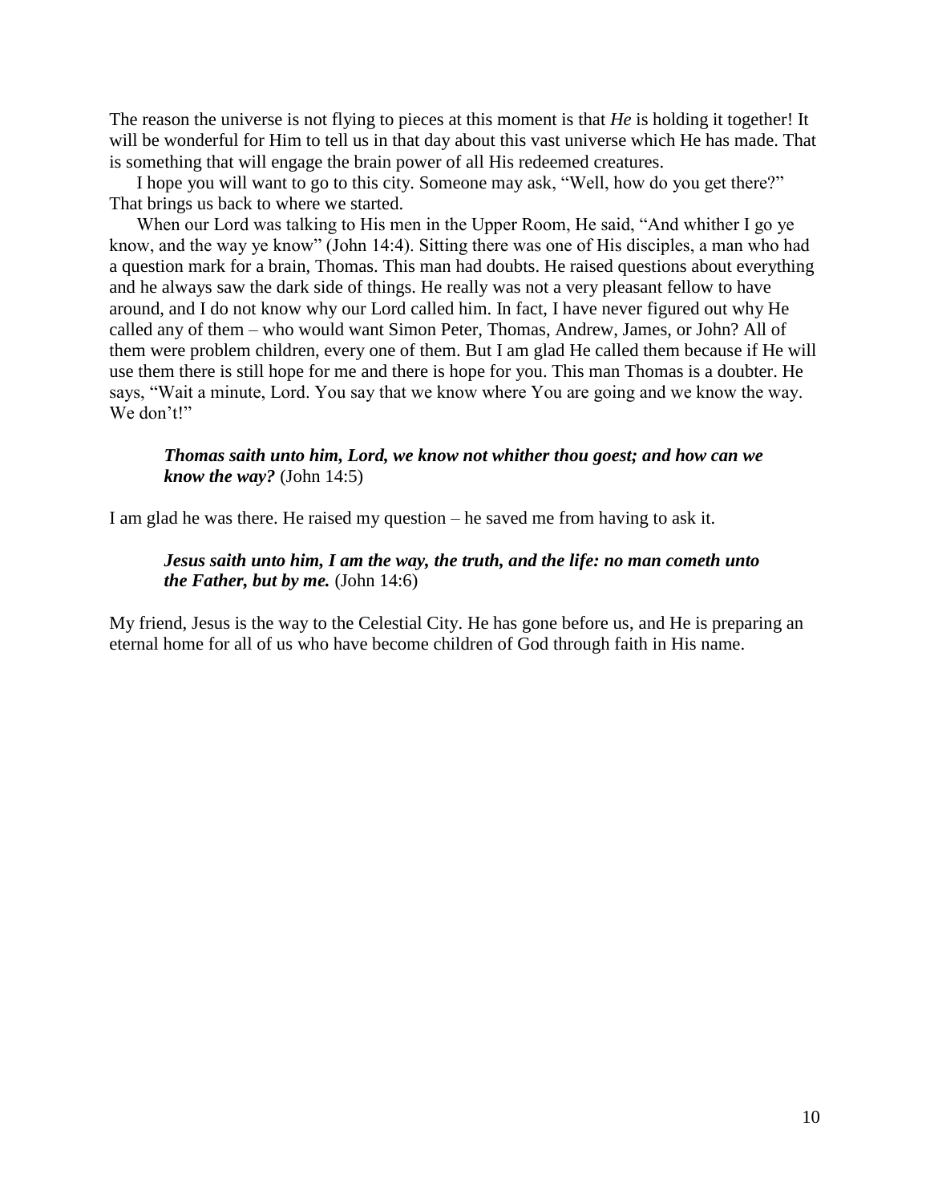The reason the universe is not flying to pieces at this moment is that *He* is holding it together! It will be wonderful for Him to tell us in that day about this vast universe which He has made. That is something that will engage the brain power of all His redeemed creatures.

I hope you will want to go to this city. Someone may ask, "Well, how do you get there?" That brings us back to where we started.

When our Lord was talking to His men in the Upper Room, He said, "And whither I go ye know, and the way ye know" (John 14:4). Sitting there was one of His disciples, a man who had a question mark for a brain, Thomas. This man had doubts. He raised questions about everything and he always saw the dark side of things. He really was not a very pleasant fellow to have around, and I do not know why our Lord called him. In fact, I have never figured out why He called any of them – who would want Simon Peter, Thomas, Andrew, James, or John? All of them were problem children, every one of them. But I am glad He called them because if He will use them there is still hope for me and there is hope for you. This man Thomas is a doubter. He says, "Wait a minute, Lord. You say that we know where You are going and we know the way. We don't!"

> ***Thomas saith unto him, Lord, we know not whither thou goest; and how can we know the way?*** (John 14:5)

I am glad he was there. He raised my question – he saved me from having to ask it.

> ***Jesus saith unto him, I am the way, the truth, and the life: no man cometh unto the Father, but by me.*** (John 14:6)

My friend, Jesus is the way to the Celestial City. He has gone before us, and He is preparing an eternal home for all of us who have become children of God through faith in His name.